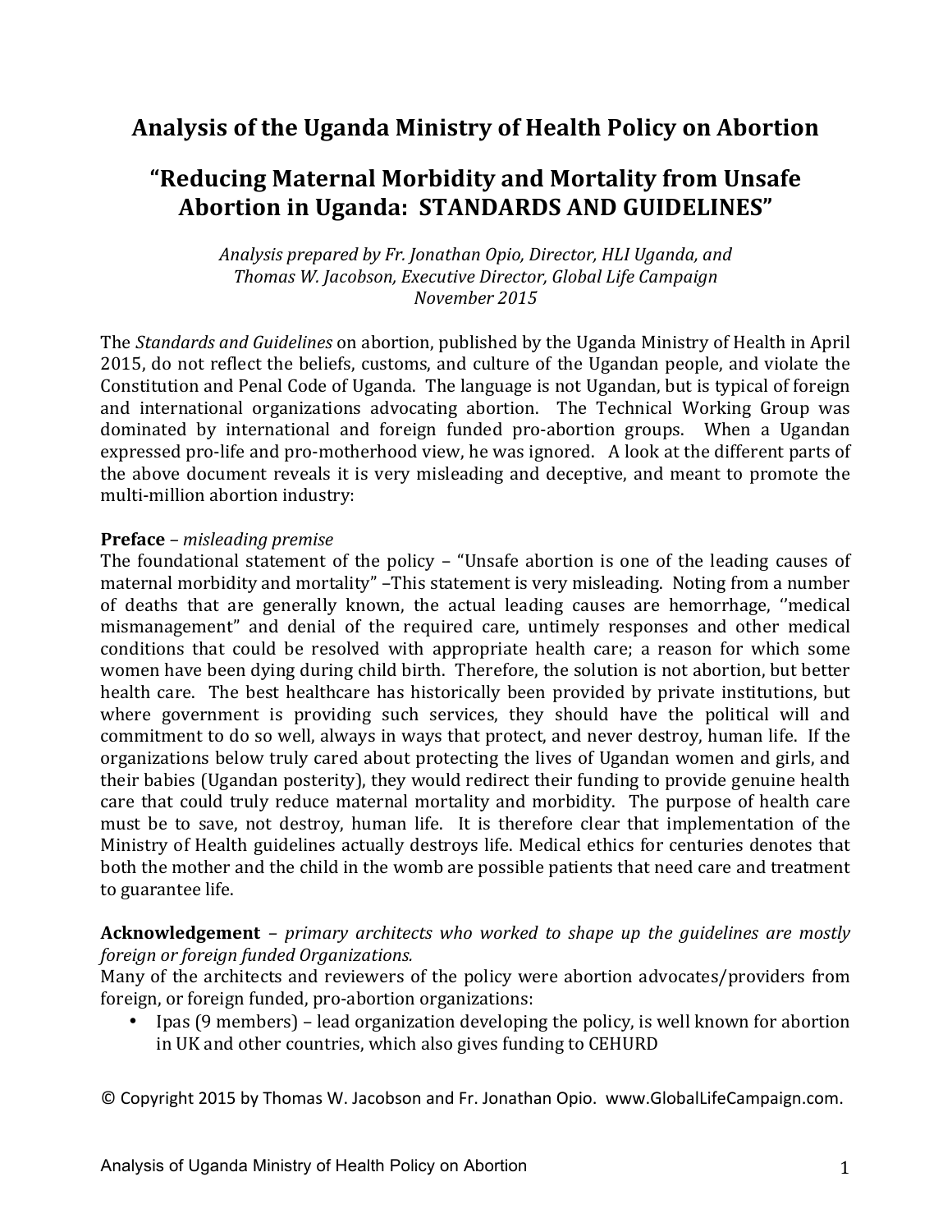# Analysis of the Uganda Ministry of Health Policy on Abortion

## "Reducing Maternal Morbidity and Mortality from Unsafe Abortion in Uganda: STANDARDS AND GUIDELINES"

*Analysis prepared by Fr. Jonathan Opio, Director, HLI Uganda, and*
*Thomas W. Jacobson, Executive Director, Global Life Campaign*
*November 2015*

The *Standards and Guidelines* on abortion, published by the Uganda Ministry of Health in April 2015, do not reflect the beliefs, customs, and culture of the Ugandan people, and violate the Constitution and Penal Code of Uganda. The language is not Ugandan, but is typical of foreign and international organizations advocating abortion. The Technical Working Group was dominated by international and foreign funded pro-abortion groups. When a Ugandan expressed pro-life and pro-motherhood view, he was ignored. A look at the different parts of the above document reveals it is very misleading and deceptive, and meant to promote the multi-million abortion industry:

**Preface** – *misleading premise*
The foundational statement of the policy – "Unsafe abortion is one of the leading causes of maternal morbidity and mortality" –This statement is very misleading. Noting from a number of deaths that are generally known, the actual leading causes are hemorrhage, ''medical mismanagement" and denial of the required care, untimely responses and other medical conditions that could be resolved with appropriate health care; a reason for which some women have been dying during child birth. Therefore, the solution is not abortion, but better health care. The best healthcare has historically been provided by private institutions, but where government is providing such services, they should have the political will and commitment to do so well, always in ways that protect, and never destroy, human life. If the organizations below truly cared about protecting the lives of Ugandan women and girls, and their babies (Ugandan posterity), they would redirect their funding to provide genuine health care that could truly reduce maternal mortality and morbidity. The purpose of health care must be to save, not destroy, human life. It is therefore clear that implementation of the Ministry of Health guidelines actually destroys life. Medical ethics for centuries denotes that both the mother and the child in the womb are possible patients that need care and treatment to guarantee life.

**Acknowledgement** – *primary architects who worked to shape up the guidelines are mostly foreign or foreign funded Organizations.*
Many of the architects and reviewers of the policy were abortion advocates/providers from foreign, or foreign funded, pro-abortion organizations:

- Ipas (9 members) – lead organization developing the policy, is well known for abortion in UK and other countries, which also gives funding to CEHURD

© Copyright 2015 by Thomas W. Jacobson and Fr. Jonathan Opio. www.GlobalLifeCampaign.com.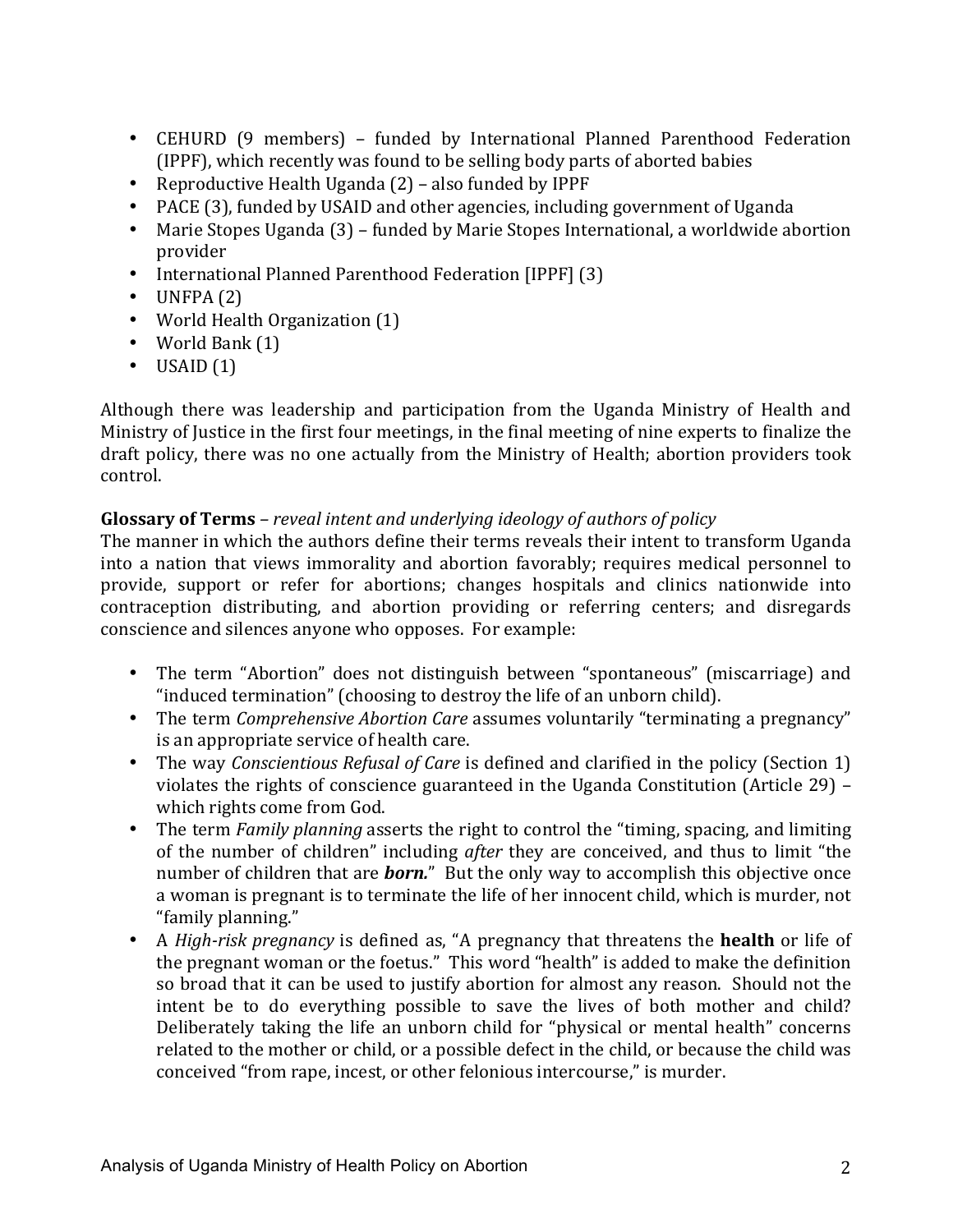- CEHURD (9 members) – funded by International Planned Parenthood Federation (IPPF), which recently was found to be selling body parts of aborted babies
- Reproductive Health Uganda (2) – also funded by IPPF
- PACE (3), funded by USAID and other agencies, including government of Uganda
- Marie Stopes Uganda (3) – funded by Marie Stopes International, a worldwide abortion provider
- International Planned Parenthood Federation [IPPF] (3)
- UNFPA (2)
- World Health Organization (1)
- World Bank (1)
- USAID (1)

Although there was leadership and participation from the Uganda Ministry of Health and Ministry of Justice in the first four meetings, in the final meeting of nine experts to finalize the draft policy, there was no one actually from the Ministry of Health; abortion providers took control.

**Glossary of Terms** – *reveal intent and underlying ideology of authors of policy*

The manner in which the authors define their terms reveals their intent to transform Uganda into a nation that views immorality and abortion favorably; requires medical personnel to provide, support or refer for abortions; changes hospitals and clinics nationwide into contraception distributing, and abortion providing or referring centers; and disregards conscience and silences anyone who opposes. For example:

- The term "Abortion" does not distinguish between "spontaneous" (miscarriage) and "induced termination" (choosing to destroy the life of an unborn child).
- The term *Comprehensive Abortion Care* assumes voluntarily "terminating a pregnancy" is an appropriate service of health care.
- The way *Conscientious Refusal of Care* is defined and clarified in the policy (Section 1) violates the rights of conscience guaranteed in the Uganda Constitution (Article 29) – which rights come from God.
- The term *Family planning* asserts the right to control the "timing, spacing, and limiting of the number of children" including *after* they are conceived, and thus to limit "the number of children that are ***born.***" But the only way to accomplish this objective once a woman is pregnant is to terminate the life of her innocent child, which is murder, not "family planning."
- A *High-risk pregnancy* is defined as, "A pregnancy that threatens the **health** or life of the pregnant woman or the foetus." This word "health" is added to make the definition so broad that it can be used to justify abortion for almost any reason. Should not the intent be to do everything possible to save the lives of both mother and child? Deliberately taking the life an unborn child for "physical or mental health" concerns related to the mother or child, or a possible defect in the child, or because the child was conceived "from rape, incest, or other felonious intercourse," is murder.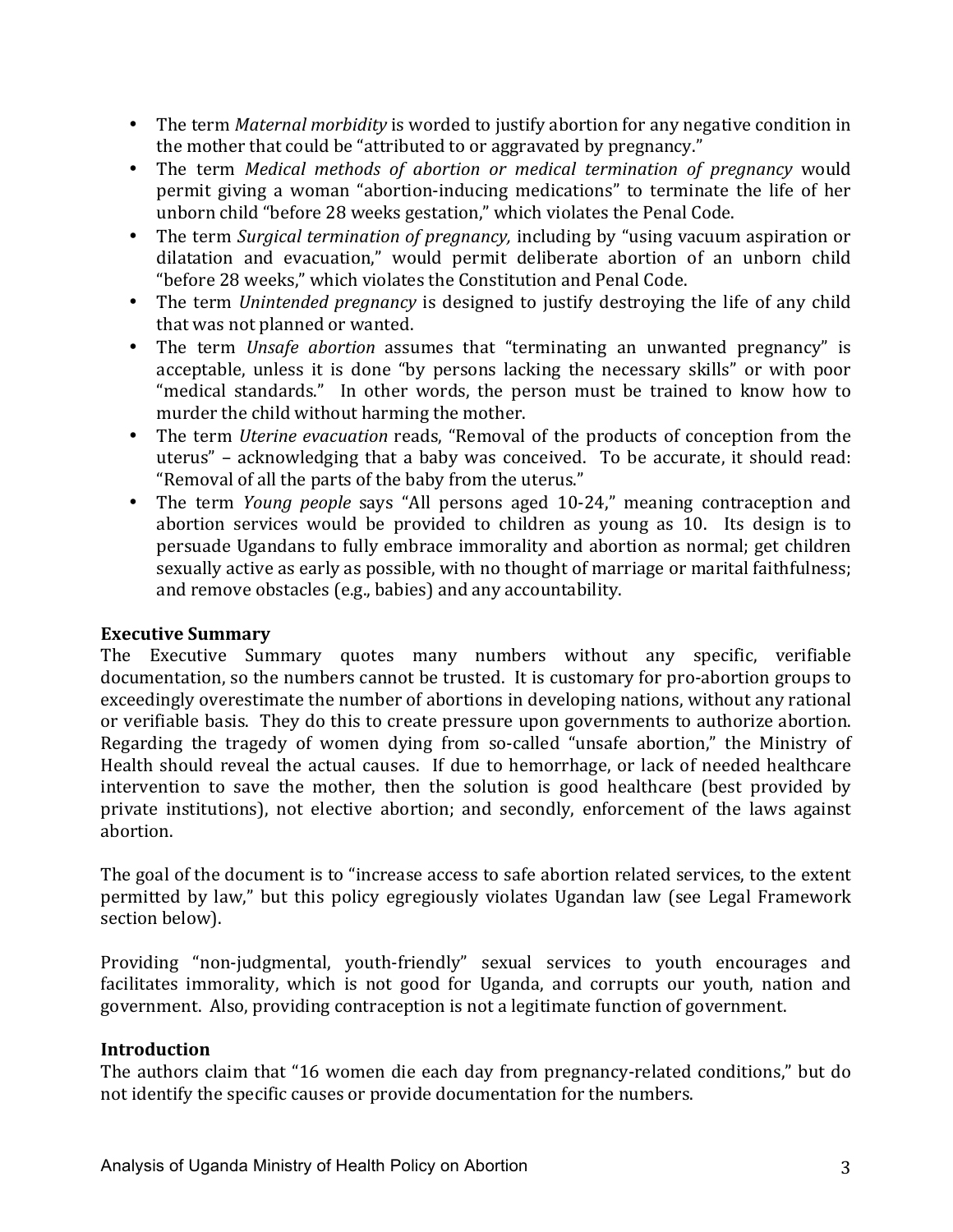- The term *Maternal morbidity* is worded to justify abortion for any negative condition in the mother that could be "attributed to or aggravated by pregnancy."
- The term *Medical methods of abortion or medical termination of pregnancy* would permit giving a woman "abortion-inducing medications" to terminate the life of her unborn child "before 28 weeks gestation," which violates the Penal Code.
- The term *Surgical termination of pregnancy,* including by "using vacuum aspiration or dilatation and evacuation," would permit deliberate abortion of an unborn child "before 28 weeks," which violates the Constitution and Penal Code.
- The term *Unintended pregnancy* is designed to justify destroying the life of any child that was not planned or wanted.
- The term *Unsafe abortion* assumes that "terminating an unwanted pregnancy" is acceptable, unless it is done "by persons lacking the necessary skills" or with poor "medical standards." In other words, the person must be trained to know how to murder the child without harming the mother.
- The term *Uterine evacuation* reads, "Removal of the products of conception from the uterus" – acknowledging that a baby was conceived. To be accurate, it should read: "Removal of all the parts of the baby from the uterus."
- The term *Young people* says "All persons aged 10-24," meaning contraception and abortion services would be provided to children as young as 10. Its design is to persuade Ugandans to fully embrace immorality and abortion as normal; get children sexually active as early as possible, with no thought of marriage or marital faithfulness; and remove obstacles (e.g., babies) and any accountability.

**Executive Summary**

The Executive Summary quotes many numbers without any specific, verifiable documentation, so the numbers cannot be trusted. It is customary for pro-abortion groups to exceedingly overestimate the number of abortions in developing nations, without any rational or verifiable basis. They do this to create pressure upon governments to authorize abortion. Regarding the tragedy of women dying from so-called "unsafe abortion," the Ministry of Health should reveal the actual causes. If due to hemorrhage, or lack of needed healthcare intervention to save the mother, then the solution is good healthcare (best provided by private institutions), not elective abortion; and secondly, enforcement of the laws against abortion.

The goal of the document is to "increase access to safe abortion related services, to the extent permitted by law," but this policy egregiously violates Ugandan law (see Legal Framework section below).

Providing "non-judgmental, youth-friendly" sexual services to youth encourages and facilitates immorality, which is not good for Uganda, and corrupts our youth, nation and government. Also, providing contraception is not a legitimate function of government.

**Introduction**

The authors claim that "16 women die each day from pregnancy-related conditions," but do not identify the specific causes or provide documentation for the numbers.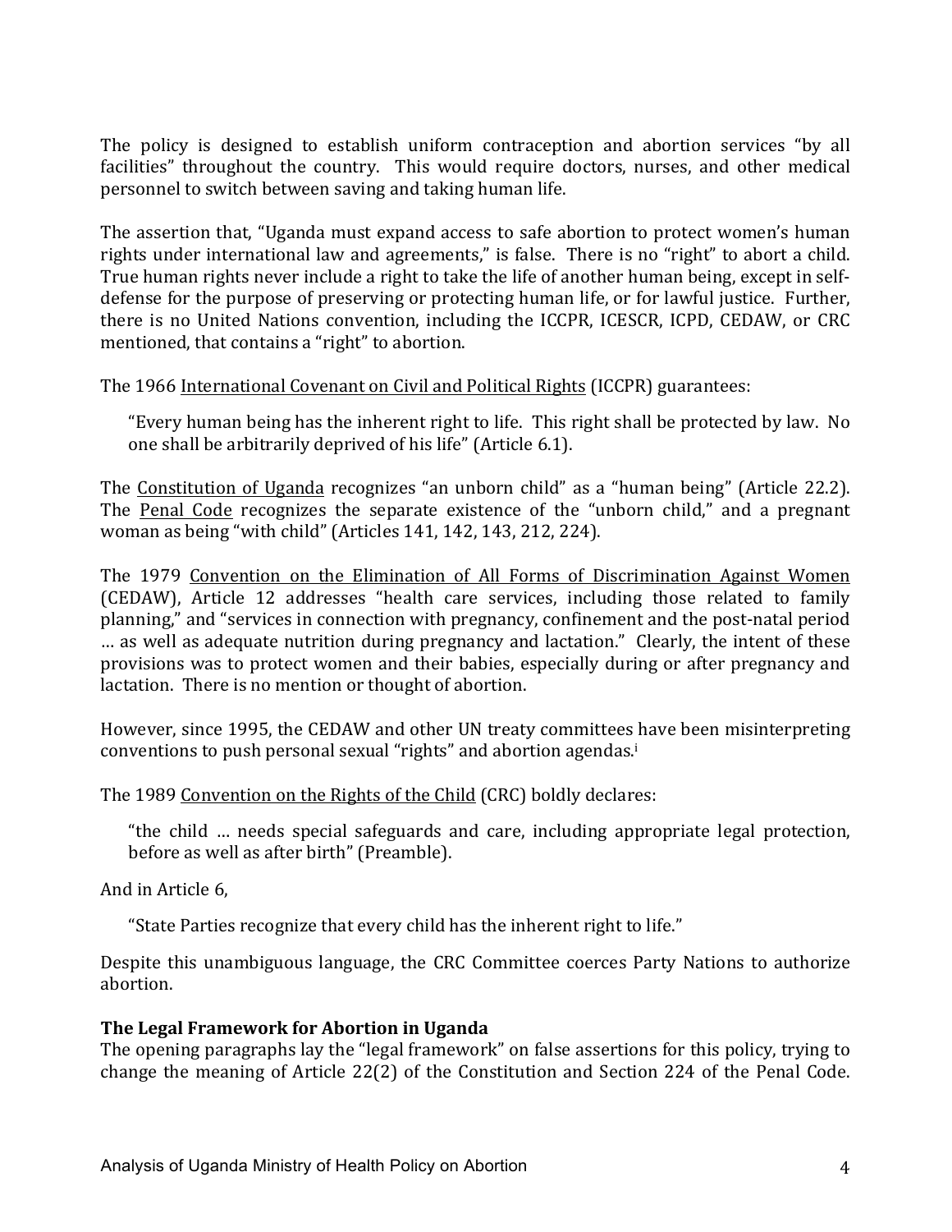The policy is designed to establish uniform contraception and abortion services "by all facilities" throughout the country. This would require doctors, nurses, and other medical personnel to switch between saving and taking human life.

The assertion that, "Uganda must expand access to safe abortion to protect women's human rights under international law and agreements," is false. There is no "right" to abort a child. True human rights never include a right to take the life of another human being, except in self-defense for the purpose of preserving or protecting human life, or for lawful justice. Further, there is no United Nations convention, including the ICCPR, ICESCR, ICPD, CEDAW, or CRC mentioned, that contains a "right" to abortion.

The 1966 International Covenant on Civil and Political Rights (ICCPR) guarantees:

> "Every human being has the inherent right to life. This right shall be protected by law. No one shall be arbitrarily deprived of his life" (Article 6.1).

The Constitution of Uganda recognizes "an unborn child" as a "human being" (Article 22.2). The Penal Code recognizes the separate existence of the "unborn child," and a pregnant woman as being "with child" (Articles 141, 142, 143, 212, 224).

The 1979 Convention on the Elimination of All Forms of Discrimination Against Women (CEDAW), Article 12 addresses "health care services, including those related to family planning," and "services in connection with pregnancy, confinement and the post-natal period … as well as adequate nutrition during pregnancy and lactation." Clearly, the intent of these provisions was to protect women and their babies, especially during or after pregnancy and lactation. There is no mention or thought of abortion.

However, since 1995, the CEDAW and other UN treaty committees have been misinterpreting conventions to push personal sexual "rights" and abortion agendas.[i]

The 1989 Convention on the Rights of the Child (CRC) boldly declares:

> "the child … needs special safeguards and care, including appropriate legal protection, before as well as after birth" (Preamble).

And in Article 6,

> "State Parties recognize that every child has the inherent right to life."

Despite this unambiguous language, the CRC Committee coerces Party Nations to authorize abortion.

**The Legal Framework for Abortion in Uganda**

The opening paragraphs lay the "legal framework" on false assertions for this policy, trying to change the meaning of Article 22(2) of the Constitution and Section 224 of the Penal Code.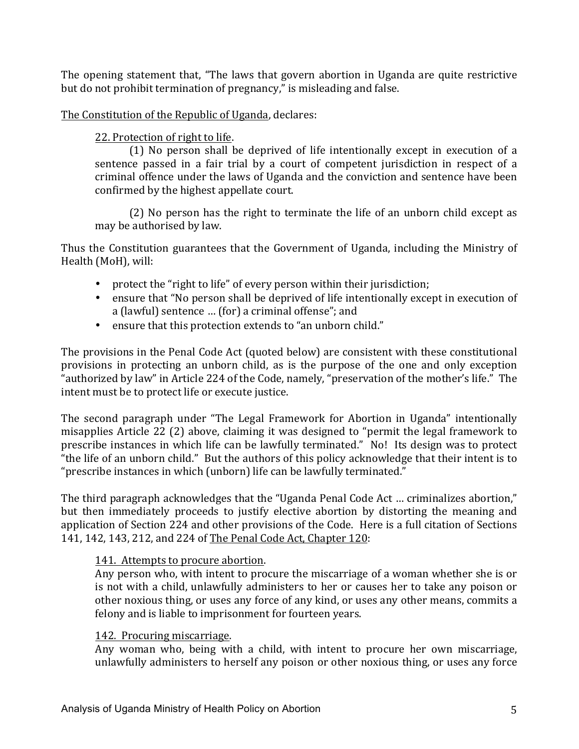The opening statement that, "The laws that govern abortion in Uganda are quite restrictive but do not prohibit termination of pregnancy," is misleading and false.

The Constitution of the Republic of Uganda, declares:

> 22. Protection of right to life.
>
> (1) No person shall be deprived of life intentionally except in execution of a sentence passed in a fair trial by a court of competent jurisdiction in respect of a criminal offence under the laws of Uganda and the conviction and sentence have been confirmed by the highest appellate court.
>
> (2) No person has the right to terminate the life of an unborn child except as may be authorised by law.

Thus the Constitution guarantees that the Government of Uganda, including the Ministry of Health (MoH), will:

- protect the "right to life" of every person within their jurisdiction;
- ensure that "No person shall be deprived of life intentionally except in execution of a (lawful) sentence … (for) a criminal offense"; and
- ensure that this protection extends to "an unborn child."

The provisions in the Penal Code Act (quoted below) are consistent with these constitutional provisions in protecting an unborn child, as is the purpose of the one and only exception "authorized by law" in Article 224 of the Code, namely, "preservation of the mother's life." The intent must be to protect life or execute justice.

The second paragraph under "The Legal Framework for Abortion in Uganda" intentionally misapplies Article 22 (2) above, claiming it was designed to "permit the legal framework to prescribe instances in which life can be lawfully terminated." No! Its design was to protect "the life of an unborn child." But the authors of this policy acknowledge that their intent is to "prescribe instances in which (unborn) life can be lawfully terminated."

The third paragraph acknowledges that the "Uganda Penal Code Act … criminalizes abortion," but then immediately proceeds to justify elective abortion by distorting the meaning and application of Section 224 and other provisions of the Code. Here is a full citation of Sections 141, 142, 143, 212, and 224 of The Penal Code Act, Chapter 120:

> 141. Attempts to procure abortion.
>
> Any person who, with intent to procure the miscarriage of a woman whether she is or is not with a child, unlawfully administers to her or causes her to take any poison or other noxious thing, or uses any force of any kind, or uses any other means, commits a felony and is liable to imprisonment for fourteen years.
>
> 142. Procuring miscarriage.
>
> Any woman who, being with a child, with intent to procure her own miscarriage, unlawfully administers to herself any poison or other noxious thing, or uses any force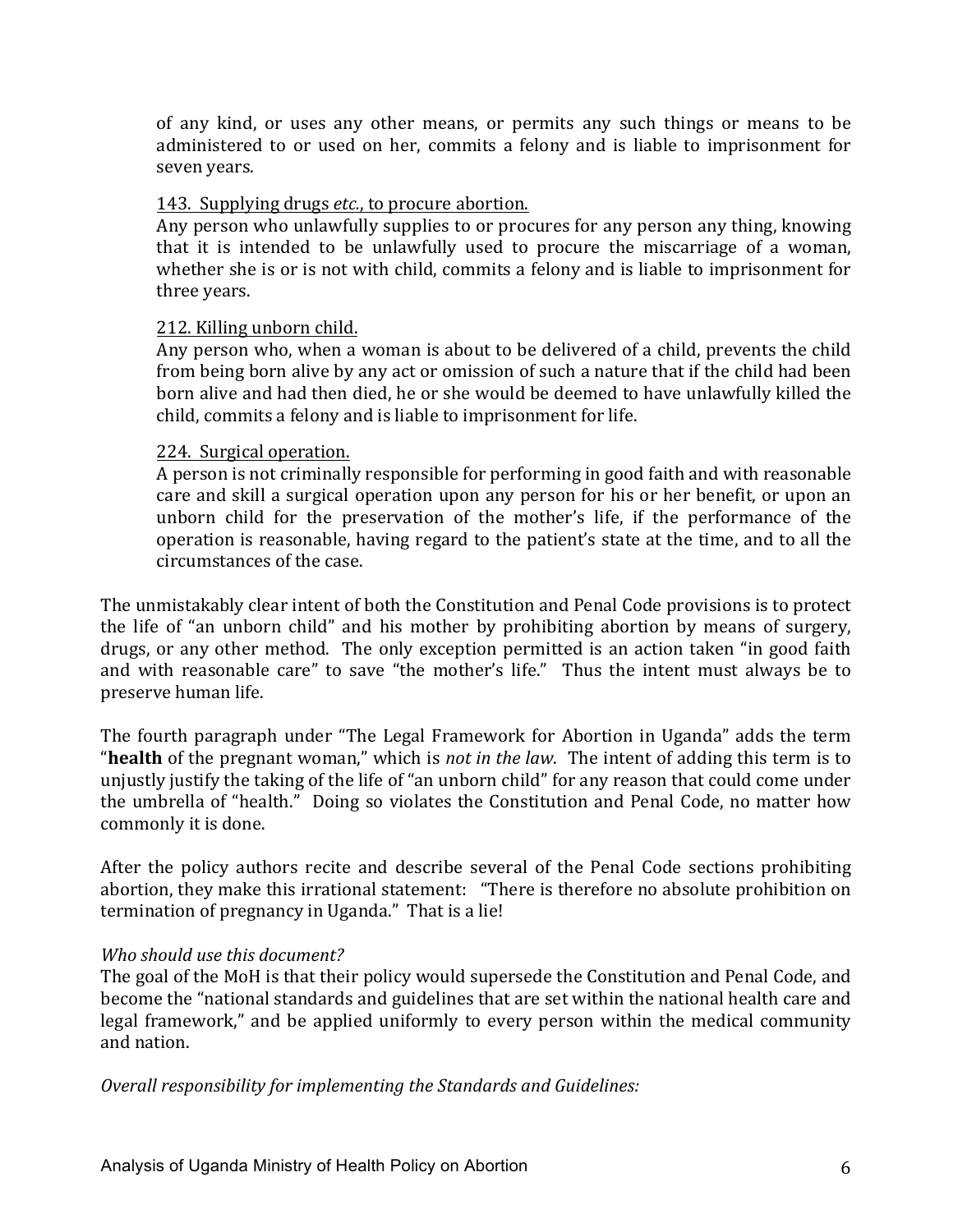of any kind, or uses any other means, or permits any such things or means to be administered to or used on her, commits a felony and is liable to imprisonment for seven years.

143. Supplying drugs *etc.*, to procure abortion.
Any person who unlawfully supplies to or procures for any person any thing, knowing that it is intended to be unlawfully used to procure the miscarriage of a woman, whether she is or is not with child, commits a felony and is liable to imprisonment for three years.

212. Killing unborn child.
Any person who, when a woman is about to be delivered of a child, prevents the child from being born alive by any act or omission of such a nature that if the child had been born alive and had then died, he or she would be deemed to have unlawfully killed the child, commits a felony and is liable to imprisonment for life.

224. Surgical operation.
A person is not criminally responsible for performing in good faith and with reasonable care and skill a surgical operation upon any person for his or her benefit, or upon an unborn child for the preservation of the mother's life, if the performance of the operation is reasonable, having regard to the patient's state at the time, and to all the circumstances of the case.

The unmistakably clear intent of both the Constitution and Penal Code provisions is to protect the life of "an unborn child" and his mother by prohibiting abortion by means of surgery, drugs, or any other method. The only exception permitted is an action taken "in good faith and with reasonable care" to save "the mother's life." Thus the intent must always be to preserve human life.

The fourth paragraph under "The Legal Framework for Abortion in Uganda" adds the term "**health** of the pregnant woman," which is *not in the law*. The intent of adding this term is to unjustly justify the taking of the life of "an unborn child" for any reason that could come under the umbrella of "health." Doing so violates the Constitution and Penal Code, no matter how commonly it is done.

After the policy authors recite and describe several of the Penal Code sections prohibiting abortion, they make this irrational statement: "There is therefore no absolute prohibition on termination of pregnancy in Uganda." That is a lie!

*Who should use this document?*
The goal of the MoH is that their policy would supersede the Constitution and Penal Code, and become the "national standards and guidelines that are set within the national health care and legal framework," and be applied uniformly to every person within the medical community and nation.

*Overall responsibility for implementing the Standards and Guidelines:*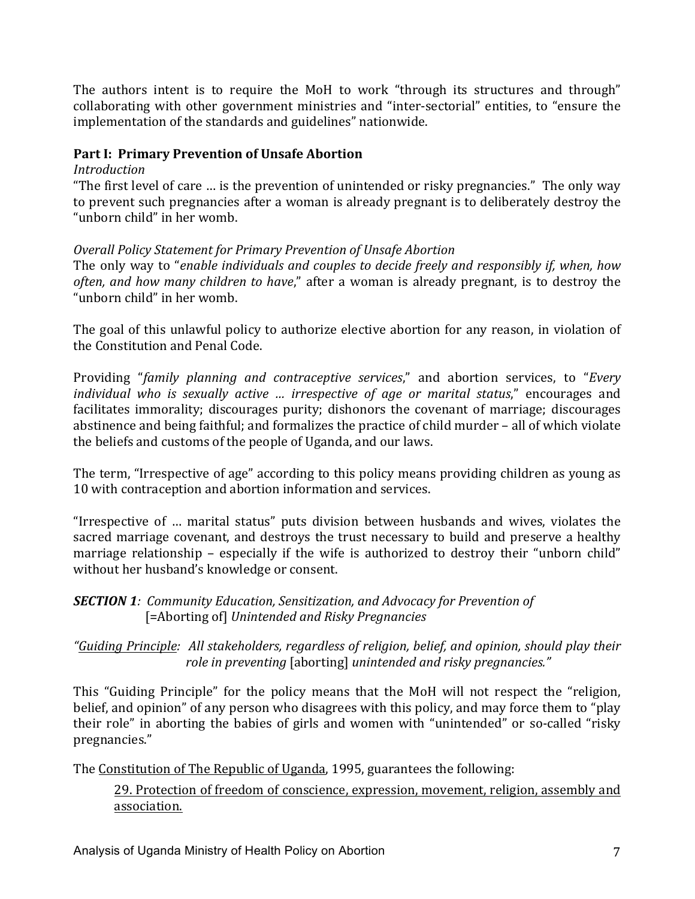The authors intent is to require the MoH to work "through its structures and through" collaborating with other government ministries and "inter-sectorial" entities, to "ensure the implementation of the standards and guidelines" nationwide.

**Part I: Primary Prevention of Unsafe Abortion**

*Introduction*

"The first level of care … is the prevention of unintended or risky pregnancies." The only way to prevent such pregnancies after a woman is already pregnant is to deliberately destroy the "unborn child" in her womb.

*Overall Policy Statement for Primary Prevention of Unsafe Abortion*

The only way to "*enable individuals and couples to decide freely and responsibly if, when, how often, and how many children to have*," after a woman is already pregnant, is to destroy the "unborn child" in her womb.

The goal of this unlawful policy to authorize elective abortion for any reason, in violation of the Constitution and Penal Code.

Providing "*family planning and contraceptive services*," and abortion services, to "*Every individual who is sexually active … irrespective of age or marital status*," encourages and facilitates immorality; discourages purity; dishonors the covenant of marriage; discourages abstinence and being faithful; and formalizes the practice of child murder – all of which violate the beliefs and customs of the people of Uganda, and our laws.

The term, "Irrespective of age" according to this policy means providing children as young as 10 with contraception and abortion information and services.

"Irrespective of … marital status" puts division between husbands and wives, violates the sacred marriage covenant, and destroys the trust necessary to build and preserve a healthy marriage relationship – especially if the wife is authorized to destroy their "unborn child" without her husband's knowledge or consent.

***SECTION 1****: Community Education, Sensitization, and Advocacy for Prevention of* [=Aborting of] *Unintended and Risky Pregnancies*

*"Guiding Principle: All stakeholders, regardless of religion, belief, and opinion, should play their role in preventing* [aborting] *unintended and risky pregnancies."*

This "Guiding Principle" for the policy means that the MoH will not respect the "religion, belief, and opinion" of any person who disagrees with this policy, and may force them to "play their role" in aborting the babies of girls and women with "unintended" or so-called "risky pregnancies."

The Constitution of The Republic of Uganda, 1995, guarantees the following:

> 29. Protection of freedom of conscience, expression, movement, religion, assembly and association.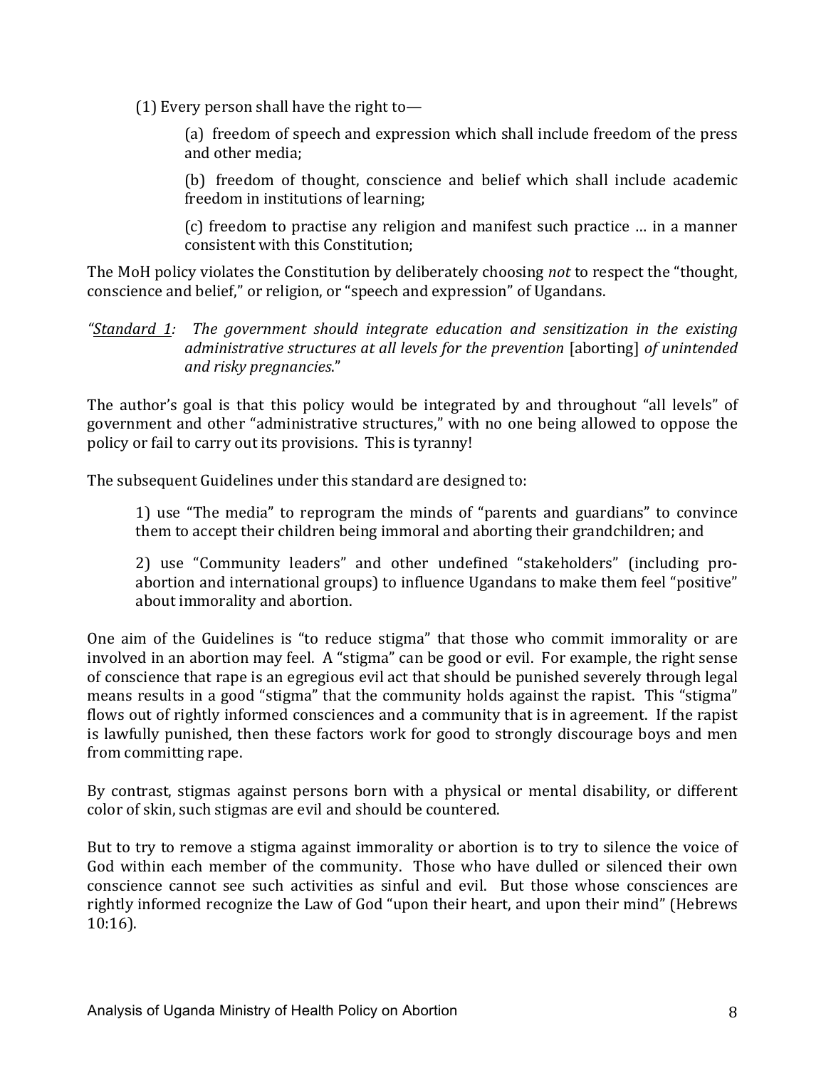(1) Every person shall have the right to—

> (a) freedom of speech and expression which shall include freedom of the press and other media;
>
> (b) freedom of thought, conscience and belief which shall include academic freedom in institutions of learning;
>
> (c) freedom to practise any religion and manifest such practice … in a manner consistent with this Constitution;

The MoH policy violates the Constitution by deliberately choosing *not* to respect the "thought, conscience and belief," or religion, or "speech and expression" of Ugandans.

*"<u>Standard 1</u>: The government should integrate education and sensitization in the existing administrative structures at all levels for the prevention* [aborting] *of unintended and risky pregnancies*."

The author's goal is that this policy would be integrated by and throughout "all levels" of government and other "administrative structures," with no one being allowed to oppose the policy or fail to carry out its provisions. This is tyranny!

The subsequent Guidelines under this standard are designed to:

> 1) use "The media" to reprogram the minds of "parents and guardians" to convince them to accept their children being immoral and aborting their grandchildren; and
>
> 2) use "Community leaders" and other undefined "stakeholders" (including pro-abortion and international groups) to influence Ugandans to make them feel "positive" about immorality and abortion.

One aim of the Guidelines is "to reduce stigma" that those who commit immorality or are involved in an abortion may feel. A "stigma" can be good or evil. For example, the right sense of conscience that rape is an egregious evil act that should be punished severely through legal means results in a good "stigma" that the community holds against the rapist. This "stigma" flows out of rightly informed consciences and a community that is in agreement. If the rapist is lawfully punished, then these factors work for good to strongly discourage boys and men from committing rape.

By contrast, stigmas against persons born with a physical or mental disability, or different color of skin, such stigmas are evil and should be countered.

But to try to remove a stigma against immorality or abortion is to try to silence the voice of God within each member of the community. Those who have dulled or silenced their own conscience cannot see such activities as sinful and evil. But those whose consciences are rightly informed recognize the Law of God "upon their heart, and upon their mind" (Hebrews 10:16).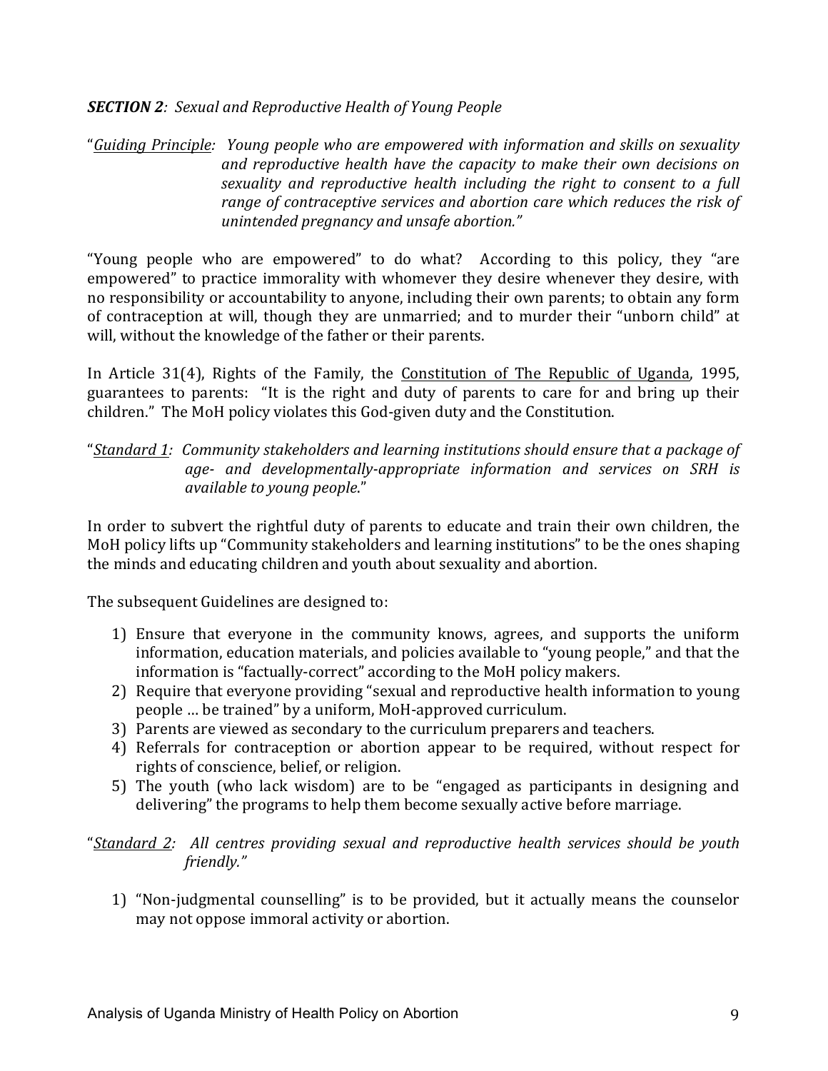***SECTION 2**: Sexual and Reproductive Health of Young People*

"<u>*Guiding Principle*</u>*: Young people who are empowered with information and skills on sexuality and reproductive health have the capacity to make their own decisions on sexuality and reproductive health including the right to consent to a full range of contraceptive services and abortion care which reduces the risk of unintended pregnancy and unsafe abortion."*

"Young people who are empowered" to do what? According to this policy, they "are empowered" to practice immorality with whomever they desire whenever they desire, with no responsibility or accountability to anyone, including their own parents; to obtain any form of contraception at will, though they are unmarried; and to murder their "unborn child" at will, without the knowledge of the father or their parents.

In Article 31(4), Rights of the Family, the <u>Constitution of The Republic of Uganda</u>, 1995, guarantees to parents: "It is the right and duty of parents to care for and bring up their children." The MoH policy violates this God-given duty and the Constitution.

"<u>*Standard 1*</u>*: Community stakeholders and learning institutions should ensure that a package of age- and developmentally-appropriate information and services on SRH is available to young people*."

In order to subvert the rightful duty of parents to educate and train their own children, the MoH policy lifts up "Community stakeholders and learning institutions" to be the ones shaping the minds and educating children and youth about sexuality and abortion.

The subsequent Guidelines are designed to:

1) Ensure that everyone in the community knows, agrees, and supports the uniform information, education materials, and policies available to "young people," and that the information is "factually-correct" according to the MoH policy makers.
2) Require that everyone providing "sexual and reproductive health information to young people … be trained" by a uniform, MoH-approved curriculum.
3) Parents are viewed as secondary to the curriculum preparers and teachers.
4) Referrals for contraception or abortion appear to be required, without respect for rights of conscience, belief, or religion.
5) The youth (who lack wisdom) are to be "engaged as participants in designing and delivering" the programs to help them become sexually active before marriage.

"<u>*Standard 2*</u>*: All centres providing sexual and reproductive health services should be youth friendly."*

1) "Non-judgmental counselling" is to be provided, but it actually means the counselor may not oppose immoral activity or abortion.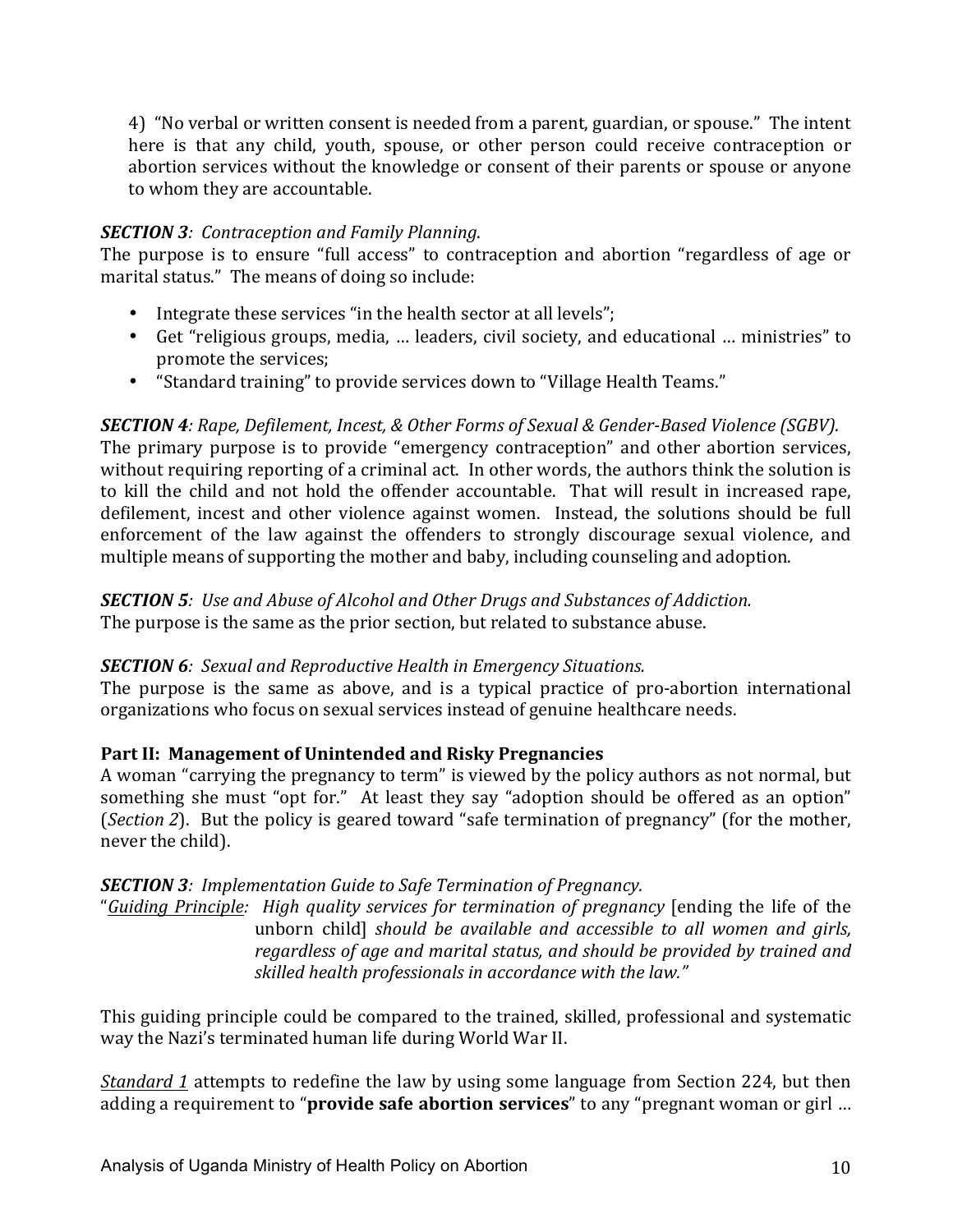4) "No verbal or written consent is needed from a parent, guardian, or spouse." The intent here is that any child, youth, spouse, or other person could receive contraception or abortion services without the knowledge or consent of their parents or spouse or anyone to whom they are accountable.

***SECTION 3****: Contraception and Family Planning*.
The purpose is to ensure "full access" to contraception and abortion "regardless of age or marital status." The means of doing so include:

- Integrate these services "in the health sector at all levels";
- Get "religious groups, media, … leaders, civil society, and educational … ministries" to promote the services;
- "Standard training" to provide services down to "Village Health Teams."

***SECTION 4****: Rape, Defilement, Incest, & Other Forms of Sexual & Gender-Based Violence (SGBV).*
The primary purpose is to provide "emergency contraception" and other abortion services, without requiring reporting of a criminal act. In other words, the authors think the solution is to kill the child and not hold the offender accountable. That will result in increased rape, defilement, incest and other violence against women. Instead, the solutions should be full enforcement of the law against the offenders to strongly discourage sexual violence, and multiple means of supporting the mother and baby, including counseling and adoption.

***SECTION 5****: Use and Abuse of Alcohol and Other Drugs and Substances of Addiction.*
The purpose is the same as the prior section, but related to substance abuse.

***SECTION 6****: Sexual and Reproductive Health in Emergency Situations.*
The purpose is the same as above, and is a typical practice of pro-abortion international organizations who focus on sexual services instead of genuine healthcare needs.

**Part II: Management of Unintended and Risky Pregnancies**
A woman "carrying the pregnancy to term" is viewed by the policy authors as not normal, but something she must "opt for." At least they say "adoption should be offered as an option" (*Section 2*). But the policy is geared toward "safe termination of pregnancy" (for the mother, never the child).

***SECTION 3****: Implementation Guide to Safe Termination of Pregnancy.*
"*Guiding Principle: High quality services for termination of pregnancy* [ending the life of the unborn child] *should be available and accessible to all women and girls, regardless of age and marital status, and should be provided by trained and skilled health professionals in accordance with the law."*

This guiding principle could be compared to the trained, skilled, professional and systematic way the Nazi's terminated human life during World War II.

*Standard 1* attempts to redefine the law by using some language from Section 224, but then adding a requirement to "**provide safe abortion services**" to any "pregnant woman or girl …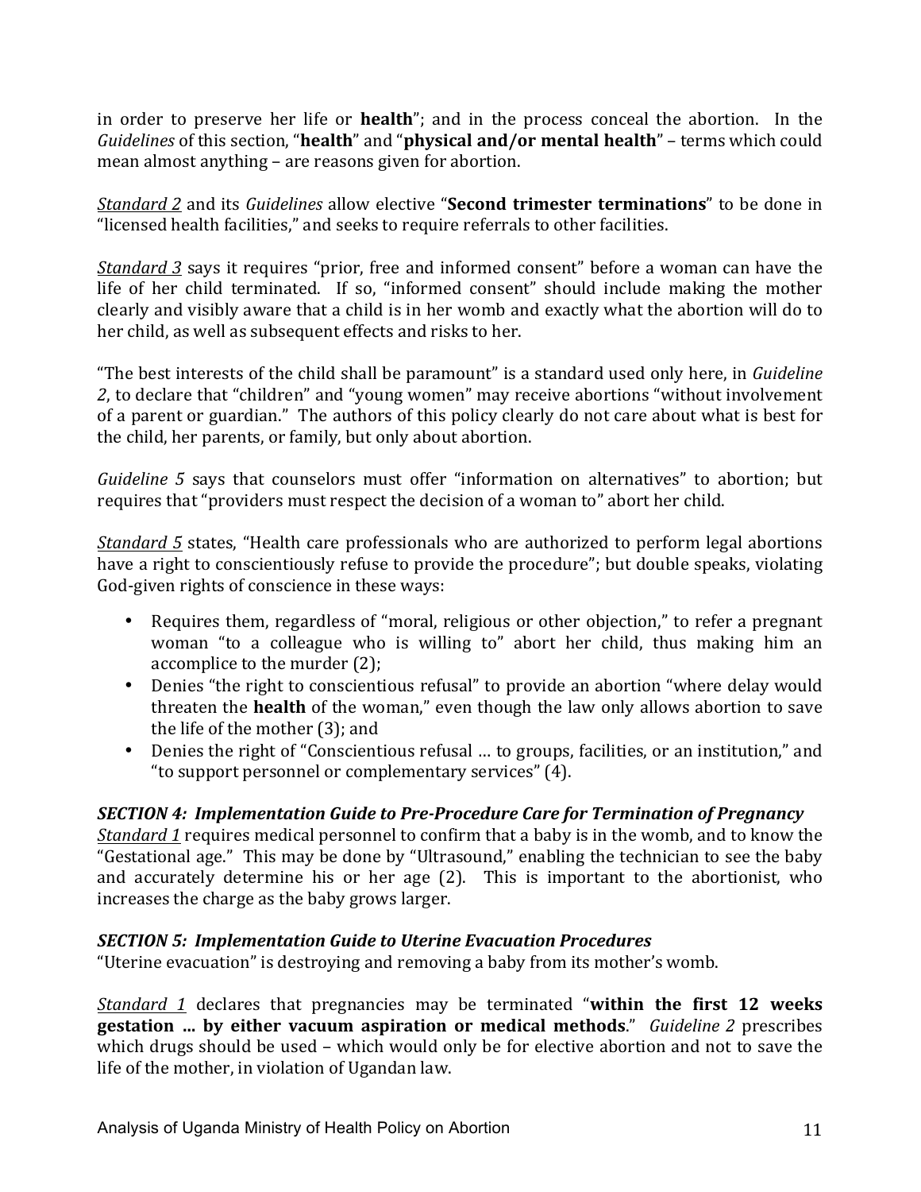in order to preserve her life or **health**"; and in the process conceal the abortion. In the *Guidelines* of this section, "**health**" and "**physical and/or mental health**" – terms which could mean almost anything – are reasons given for abortion.

*Standard 2* and its *Guidelines* allow elective "**Second trimester terminations**" to be done in "licensed health facilities," and seeks to require referrals to other facilities.

*Standard 3* says it requires "prior, free and informed consent" before a woman can have the life of her child terminated. If so, "informed consent" should include making the mother clearly and visibly aware that a child is in her womb and exactly what the abortion will do to her child, as well as subsequent effects and risks to her.

"The best interests of the child shall be paramount" is a standard used only here, in *Guideline 2*, to declare that "children" and "young women" may receive abortions "without involvement of a parent or guardian." The authors of this policy clearly do not care about what is best for the child, her parents, or family, but only about abortion.

*Guideline 5* says that counselors must offer "information on alternatives" to abortion; but requires that "providers must respect the decision of a woman to" abort her child.

*Standard 5* states, "Health care professionals who are authorized to perform legal abortions have a right to conscientiously refuse to provide the procedure"; but double speaks, violating God-given rights of conscience in these ways:

- Requires them, regardless of "moral, religious or other objection," to refer a pregnant woman "to a colleague who is willing to" abort her child, thus making him an accomplice to the murder (2);
- Denies "the right to conscientious refusal" to provide an abortion "where delay would threaten the **health** of the woman," even though the law only allows abortion to save the life of the mother (3); and
- Denies the right of "Conscientious refusal … to groups, facilities, or an institution," and "to support personnel or complementary services" (4).

***SECTION 4: Implementation Guide to Pre-Procedure Care for Termination of Pregnancy***

*Standard 1* requires medical personnel to confirm that a baby is in the womb, and to know the "Gestational age." This may be done by "Ultrasound," enabling the technician to see the baby and accurately determine his or her age (2). This is important to the abortionist, who increases the charge as the baby grows larger.

***SECTION 5: Implementation Guide to Uterine Evacuation Procedures***

"Uterine evacuation" is destroying and removing a baby from its mother's womb.

*Standard 1* declares that pregnancies may be terminated "**within the first 12 weeks gestation ... by either vacuum aspiration or medical methods**." *Guideline 2* prescribes which drugs should be used – which would only be for elective abortion and not to save the life of the mother, in violation of Ugandan law.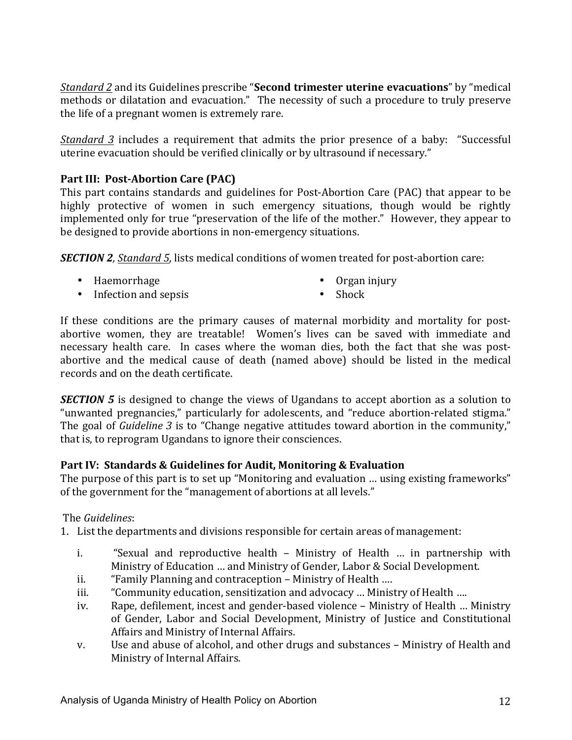*Standard 2* and its Guidelines prescribe "**Second trimester uterine evacuations**" by "medical methods or dilatation and evacuation." The necessity of such a procedure to truly preserve the life of a pregnant women is extremely rare.

*Standard 3* includes a requirement that admits the prior presence of a baby: "Successful uterine evacuation should be verified clinically or by ultrasound if necessary."

**Part III: Post-Abortion Care (PAC)**

This part contains standards and guidelines for Post-Abortion Care (PAC) that appear to be highly protective of women in such emergency situations, though would be rightly implemented only for true "preservation of the life of the mother." However, they appear to be designed to provide abortions in non-emergency situations.

***SECTION 2***, *Standard 5*, lists medical conditions of women treated for post-abortion care:

- Haemorrhage
- Infection and sepsis
- Organ injury
- Shock

If these conditions are the primary causes of maternal morbidity and mortality for post-abortive women, they are treatable! Women's lives can be saved with immediate and necessary health care. In cases where the woman dies, both the fact that she was post-abortive and the medical cause of death (named above) should be listed in the medical records and on the death certificate.

***SECTION 5*** is designed to change the views of Ugandans to accept abortion as a solution to "unwanted pregnancies," particularly for adolescents, and "reduce abortion-related stigma." The goal of *Guideline 3* is to "Change negative attitudes toward abortion in the community," that is, to reprogram Ugandans to ignore their consciences.

**Part IV: Standards & Guidelines for Audit, Monitoring & Evaluation**

The purpose of this part is to set up "Monitoring and evaluation … using existing frameworks" of the government for the "management of abortions at all levels."

The *Guidelines*:

1. List the departments and divisions responsible for certain areas of management:

   i. "Sexual and reproductive health – Ministry of Health … in partnership with Ministry of Education … and Ministry of Gender, Labor & Social Development.

   ii. "Family Planning and contraception – Ministry of Health ….

   iii. "Community education, sensitization and advocacy … Ministry of Health ….

   iv. Rape, defilement, incest and gender-based violence – Ministry of Health … Ministry of Gender, Labor and Social Development, Ministry of Justice and Constitutional Affairs and Ministry of Internal Affairs.

   v. Use and abuse of alcohol, and other drugs and substances – Ministry of Health and Ministry of Internal Affairs.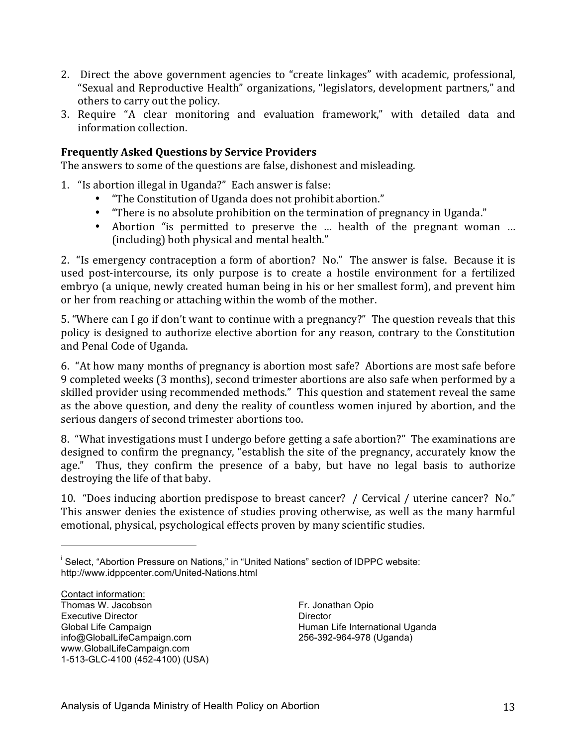2. Direct the above government agencies to "create linkages" with academic, professional, "Sexual and Reproductive Health" organizations, "legislators, development partners," and others to carry out the policy.
3. Require "A clear monitoring and evaluation framework," with detailed data and information collection.

### Frequently Asked Questions by Service Providers

The answers to some of the questions are false, dishonest and misleading.

1. "Is abortion illegal in Uganda?" Each answer is false:
   - "The Constitution of Uganda does not prohibit abortion."
   - "There is no absolute prohibition on the termination of pregnancy in Uganda."
   - Abortion "is permitted to preserve the … health of the pregnant woman … (including) both physical and mental health."

2. "Is emergency contraception a form of abortion? No." The answer is false. Because it is used post-intercourse, its only purpose is to create a hostile environment for a fertilized embryo (a unique, newly created human being in his or her smallest form), and prevent him or her from reaching or attaching within the womb of the mother.

5. "Where can I go if don't want to continue with a pregnancy?" The question reveals that this policy is designed to authorize elective abortion for any reason, contrary to the Constitution and Penal Code of Uganda.

6. "At how many months of pregnancy is abortion most safe? Abortions are most safe before 9 completed weeks (3 months), second trimester abortions are also safe when performed by a skilled provider using recommended methods." This question and statement reveal the same as the above question, and deny the reality of countless women injured by abortion, and the serious dangers of second trimester abortions too.

8. "What investigations must I undergo before getting a safe abortion?" The examinations are designed to confirm the pregnancy, "establish the site of the pregnancy, accurately know the age." Thus, they confirm the presence of a baby, but have no legal basis to authorize destroying the life of that baby.

10. "Does inducing abortion predispose to breast cancer? / Cervical / uterine cancer? No." This answer denies the existence of studies proving otherwise, as well as the many harmful emotional, physical, psychological effects proven by many scientific studies.

---

[i] Select, "Abortion Pressure on Nations," in "United Nations" section of IDPPC website: http://www.idppcenter.com/United-Nations.html

Contact information:

Thomas W. Jacobson
Executive Director
Global Life Campaign
info@GlobalLifeCampaign.com
www.GlobalLifeCampaign.com
1-513-GLC-4100 (452-4100) (USA)

Fr. Jonathan Opio
Director
Human Life International Uganda
256-392-964-978 (Uganda)